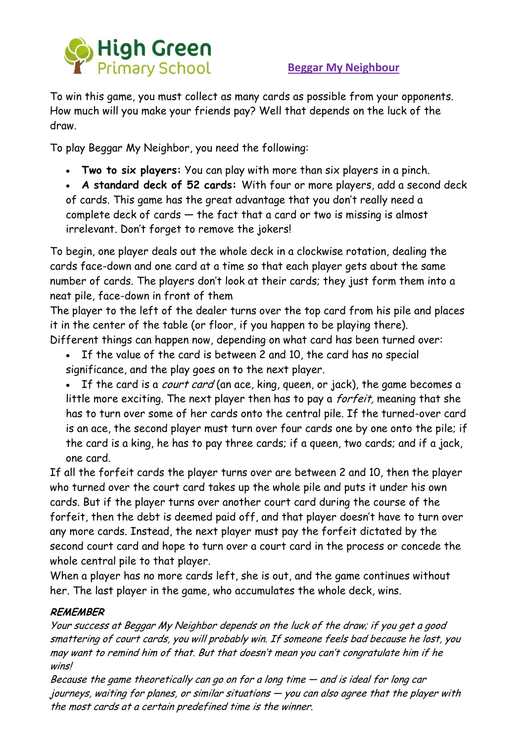High Green Primary School

# Beggar My Neighbour

To win this game, you must collect as many cards as possible from your opponents. How much will you make your friends pay? Well that depends on the luck of the draw.

To play Beggar My Neighbor, you need the following:

- **Two to six players:** You can play with more than six players in a pinch.
- **A standard deck of 52 cards:** With four or more players, add a second deck of cards. This game has the great advantage that you don't really need a complete deck of cards — the fact that a card or two is missing is almost irrelevant. Don't forget to remove the jokers!

To begin, one player deals out the whole deck in a clockwise rotation, dealing the cards face-down and one card at a time so that each player gets about the same number of cards. The players don't look at their cards; they just form them into a neat pile, face-down in front of them

The player to the left of the dealer turns over the top card from his pile and places it in the center of the table (or floor, if you happen to be playing there).

Different things can happen now, depending on what card has been turned over:

- If the value of the card is between 2 and 10, the card has no special significance, and the play goes on to the next player.
- If the card is a *court card* (an ace, king, queen, or jack), the game becomes a little more exciting. The next player then has to pay a *forfeit,* meaning that she has to turn over some of her cards onto the central pile. If the turned-over card is an ace, the second player must turn over four cards one by one onto the pile; if the card is a king, he has to pay three cards; if a queen, two cards; and if a jack, one card.

If all the forfeit cards the player turns over are between 2 and 10, then the player who turned over the court card takes up the whole pile and puts it under his own cards. But if the player turns over another court card during the course of the forfeit, then the debt is deemed paid off, and that player doesn't have to turn over any more cards. Instead, the next player must pay the forfeit dictated by the second court card and hope to turn over a court card in the process or concede the whole central pile to that player.

When a player has no more cards left, she is out, and the game continues without her. The last player in the game, who accumulates the whole deck, wins.

***REMEMBER***

*Your success at Beggar My Neighbor depends on the luck of the draw; if you get a good smattering of court cards, you will probably win. If someone feels bad because he lost, you may want to remind him of that. But that doesn't mean you can't congratulate him if he wins!*

*Because the game theoretically can go on for a long time — and is ideal for long car journeys, waiting for planes, or similar situations — you can also agree that the player with the most cards at a certain predefined time is the winner.*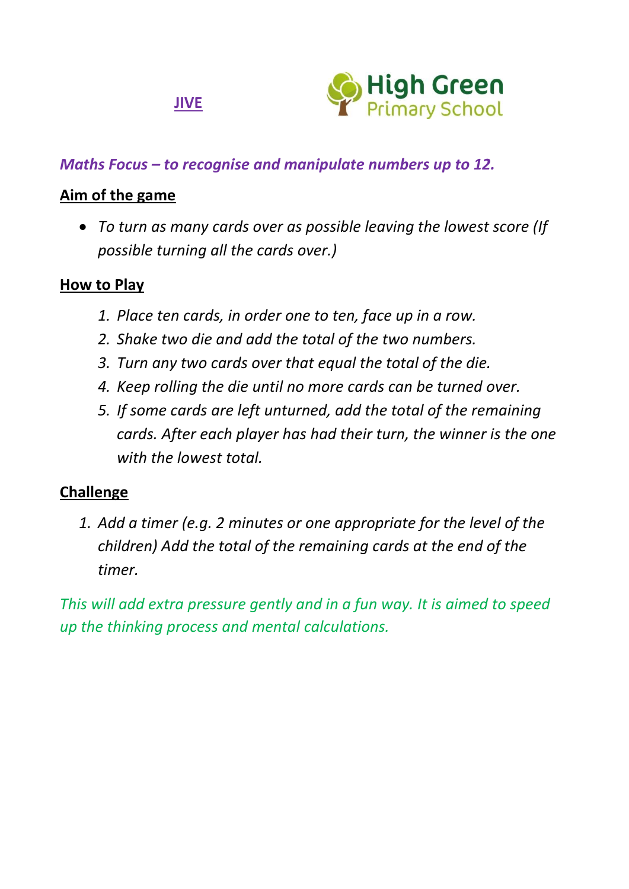# JIVE

High Green Primary School

***Maths Focus – to recognise and manipulate numbers up to 12.***

## Aim of the game

- *To turn as many cards over as possible leaving the lowest score (If possible turning all the cards over.)*

## How to Play

1. *Place ten cards, in order one to ten, face up in a row.*
2. *Shake two die and add the total of the two numbers.*
3. *Turn any two cards over that equal the total of the die.*
4. *Keep rolling the die until no more cards can be turned over.*
5. *If some cards are left unturned, add the total of the remaining cards. After each player has had their turn, the winner is the one with the lowest total.*

## Challenge

1. *Add a timer (e.g. 2 minutes or one appropriate for the level of the children) Add the total of the remaining cards at the end of the timer.*

*This will add extra pressure gently and in a fun way. It is aimed to speed up the thinking process and mental calculations.*